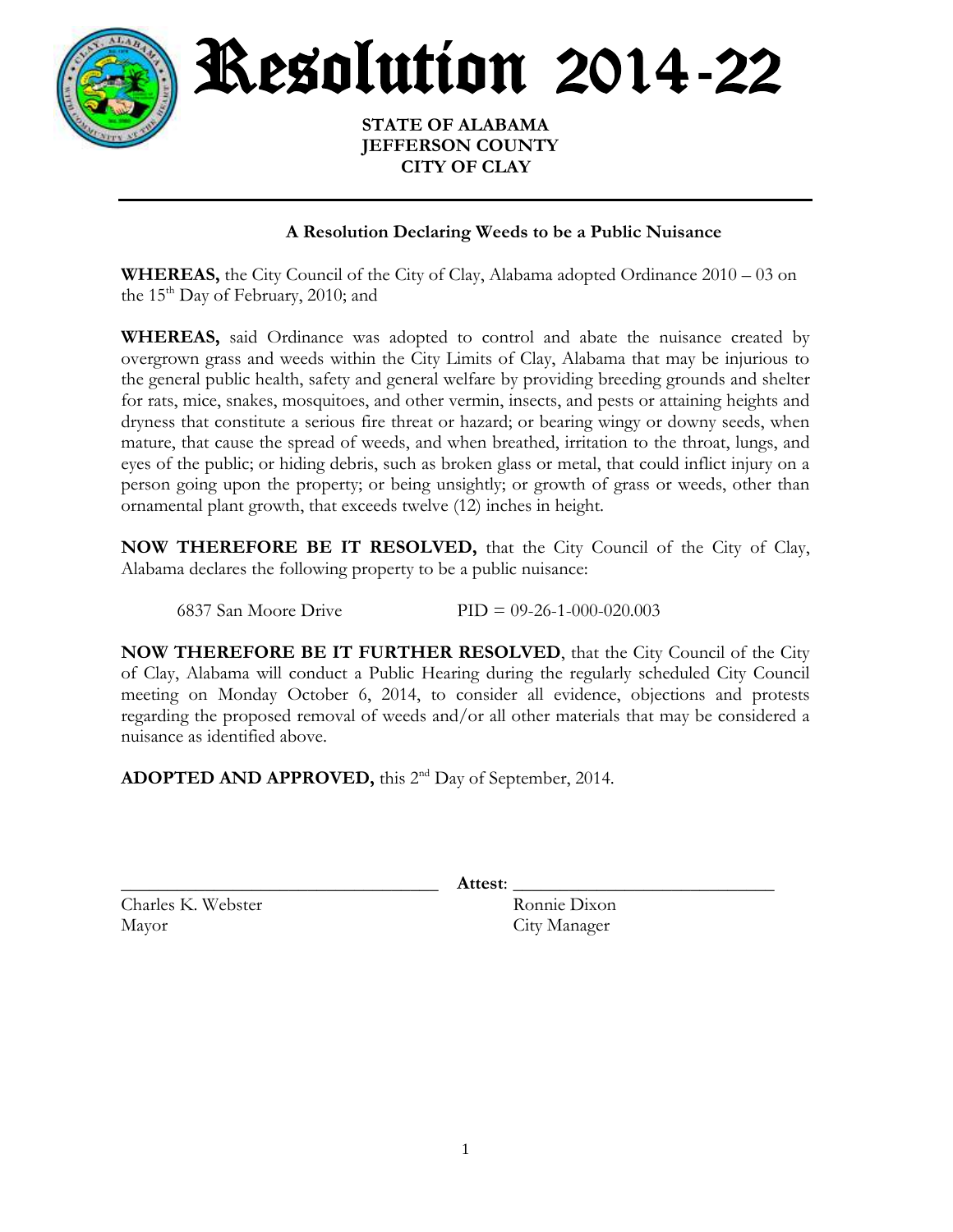# Resolution 2014-22

**STATE OF ALABAMA**
**JEFFERSON COUNTY**
**CITY OF CLAY**

---

### A Resolution Declaring Weeds to be a Public Nuisance

**WHEREAS,** the City Council of the City of Clay, Alabama adopted Ordinance 2010 – 03 on the 15th Day of February, 2010; and

**WHEREAS,** said Ordinance was adopted to control and abate the nuisance created by overgrown grass and weeds within the City Limits of Clay, Alabama that may be injurious to the general public health, safety and general welfare by providing breeding grounds and shelter for rats, mice, snakes, mosquitoes, and other vermin, insects, and pests or attaining heights and dryness that constitute a serious fire threat or hazard; or bearing wingy or downy seeds, when mature, that cause the spread of weeds, and when breathed, irritation to the throat, lungs, and eyes of the public; or hiding debris, such as broken glass or metal, that could inflict injury on a person going upon the property; or being unsightly; or growth of grass or weeds, other than ornamental plant growth, that exceeds twelve (12) inches in height.

**NOW THEREFORE BE IT RESOLVED,** that the City Council of the City of Clay, Alabama declares the following property to be a public nuisance:

6837 San Moore Drive PID = 09-26-1-000-020.003

**NOW THEREFORE BE IT FURTHER RESOLVED**, that the City Council of the City of Clay, Alabama will conduct a Public Hearing during the regularly scheduled City Council meeting on Monday October 6, 2014, to consider all evidence, objections and protests regarding the proposed removal of weeds and/or all other materials that may be considered a nuisance as identified above.

**ADOPTED AND APPROVED,** this 2nd Day of September, 2014.

\_\_\_\_\_\_\_\_\_\_\_\_\_\_\_\_\_\_\_\_\_\_\_\_\_\_\_\_\_\_ **Attest**: \_\_\_\_\_\_\_\_\_\_\_\_\_\_\_\_\_\_\_\_\_\_\_\_\_\_\_\_\_\_

Charles K. Webster
Mayor

Ronnie Dixon
City Manager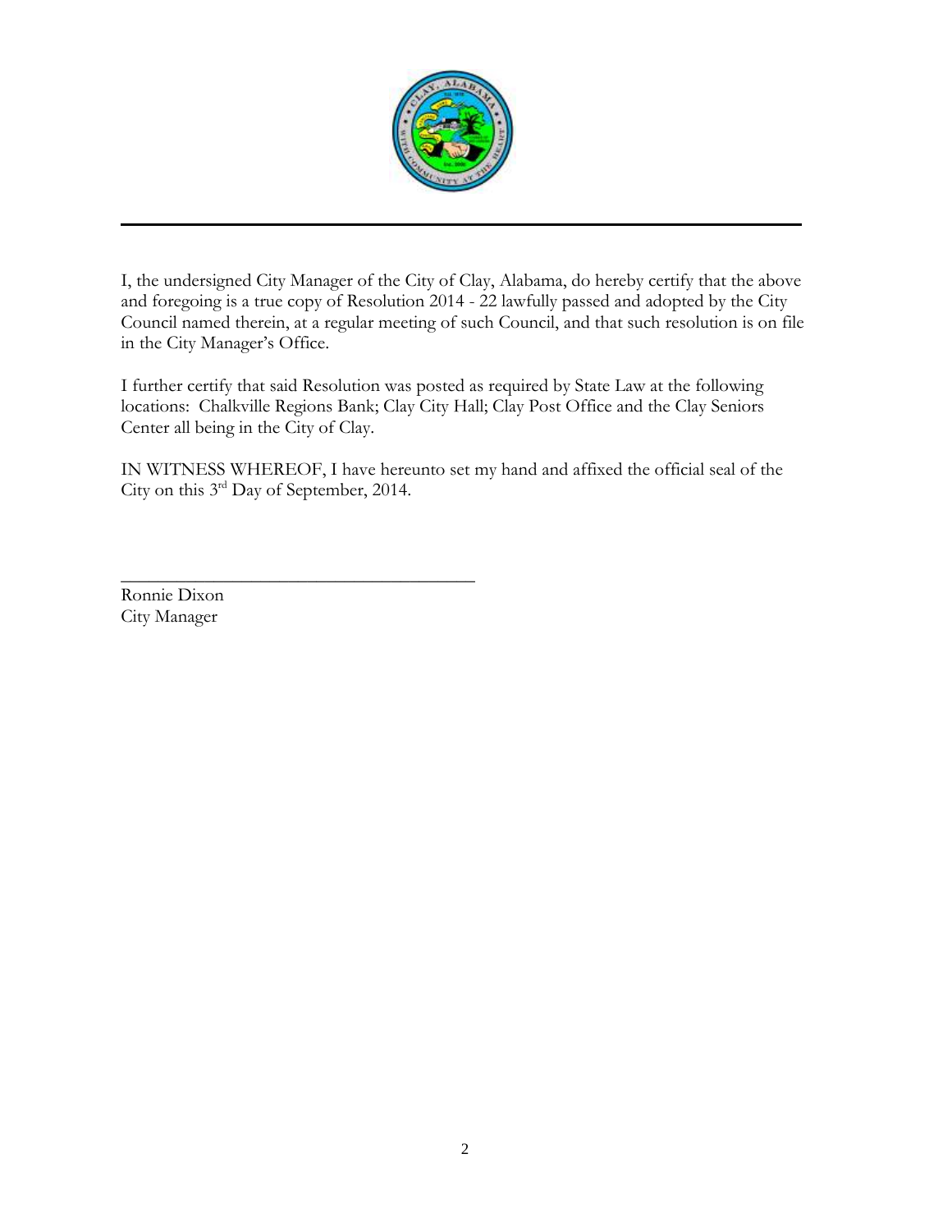I, the undersigned City Manager of the City of Clay, Alabama, do hereby certify that the above and foregoing is a true copy of Resolution 2014 - 22 lawfully passed and adopted by the City Council named therein, at a regular meeting of such Council, and that such resolution is on file in the City Manager's Office.

I further certify that said Resolution was posted as required by State Law at the following locations: Chalkville Regions Bank; Clay City Hall; Clay Post Office and the Clay Seniors Center all being in the City of Clay.

IN WITNESS WHEREOF, I have hereunto set my hand and affixed the official seal of the City on this 3rd Day of September, 2014.

\_\_\_\_\_\_\_\_\_\_\_\_\_\_\_\_\_\_\_\_\_\_\_\_\_\_\_\_\_\_\_\_\_\_\_\_\_\_\_\_

Ronnie Dixon
City Manager